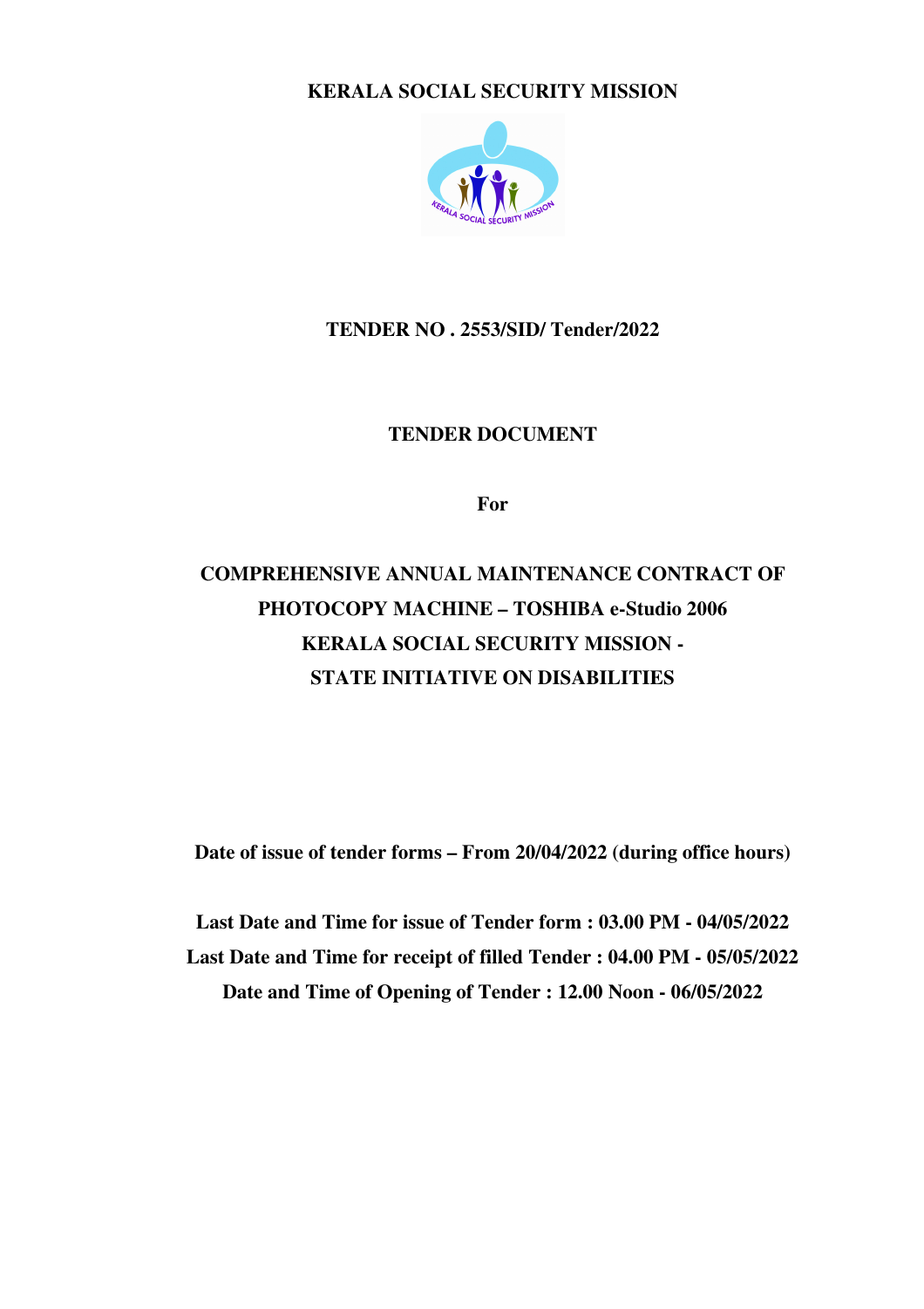# KERALA SOCIAL SECURITY MISSION

## TENDER NO . 2553/SID/ Tender/2022

## TENDER DOCUMENT

**For**

## COMPREHENSIVE ANNUAL MAINTENANCE CONTRACT OF PHOTOCOPY MACHINE – TOSHIBA e-Studio 2006 KERALA SOCIAL SECURITY MISSION - STATE INITIATIVE ON DISABILITIES

**Date of issue of tender forms – From 20/04/2022 (during office hours)**

**Last Date and Time for issue of Tender form : 03.00 PM - 04/05/2022**
**Last Date and Time for receipt of filled Tender : 04.00 PM - 05/05/2022**
**Date and Time of Opening of Tender : 12.00 Noon - 06/05/2022**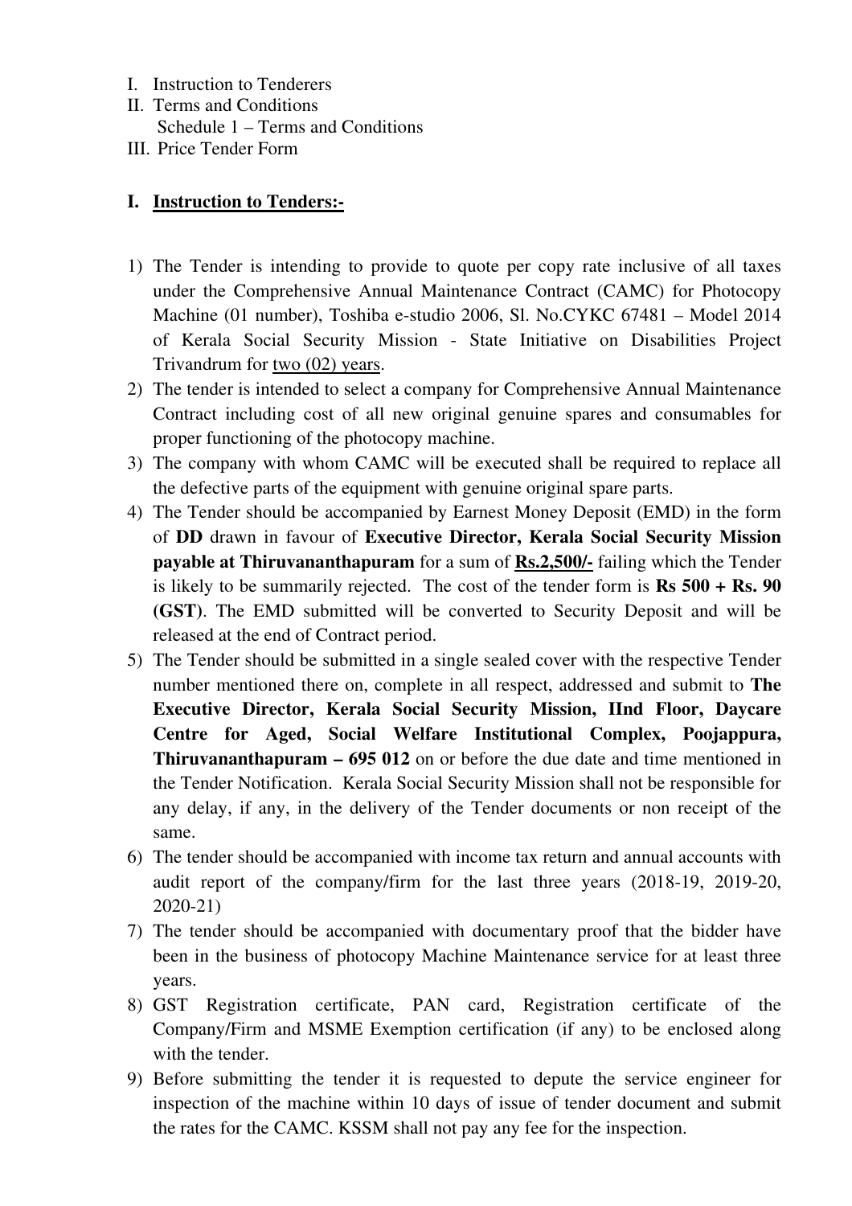I. Instruction to Tenderers
II. Terms and Conditions
   Schedule 1 – Terms and Conditions
III. Price Tender Form

## I. <u>Instruction to Tenders:-</u>

1) The Tender is intending to provide to quote per copy rate inclusive of all taxes under the Comprehensive Annual Maintenance Contract (CAMC) for Photocopy Machine (01 number), Toshiba e-studio 2006, Sl. No.CYKC 67481 – Model 2014 of Kerala Social Security Mission - State Initiative on Disabilities Project Trivandrum for <u>two (02) years</u>.
2) The tender is intended to select a company for Comprehensive Annual Maintenance Contract including cost of all new original genuine spares and consumables for proper functioning of the photocopy machine.
3) The company with whom CAMC will be executed shall be required to replace all the defective parts of the equipment with genuine original spare parts.
4) The Tender should be accompanied by Earnest Money Deposit (EMD) in the form of **DD** drawn in favour of **Executive Director, Kerala Social Security Mission payable at Thiruvananthapuram** for a sum of **<u>Rs.2,500/-</u>** failing which the Tender is likely to be summarily rejected. The cost of the tender form is **Rs 500 + Rs. 90 (GST)**. The EMD submitted will be converted to Security Deposit and will be released at the end of Contract period.
5) The Tender should be submitted in a single sealed cover with the respective Tender number mentioned there on, complete in all respect, addressed and submit to **The Executive Director, Kerala Social Security Mission, IInd Floor, Daycare Centre for Aged, Social Welfare Institutional Complex, Poojappura, Thiruvananthapuram – 695 012** on or before the due date and time mentioned in the Tender Notification. Kerala Social Security Mission shall not be responsible for any delay, if any, in the delivery of the Tender documents or non receipt of the same.
6) The tender should be accompanied with income tax return and annual accounts with audit report of the company/firm for the last three years (2018-19, 2019-20, 2020-21)
7) The tender should be accompanied with documentary proof that the bidder have been in the business of photocopy Machine Maintenance service for at least three years.
8) GST Registration certificate, PAN card, Registration certificate of the Company/Firm and MSME Exemption certification (if any) to be enclosed along with the tender.
9) Before submitting the tender it is requested to depute the service engineer for inspection of the machine within 10 days of issue of tender document and submit the rates for the CAMC. KSSM shall not pay any fee for the inspection.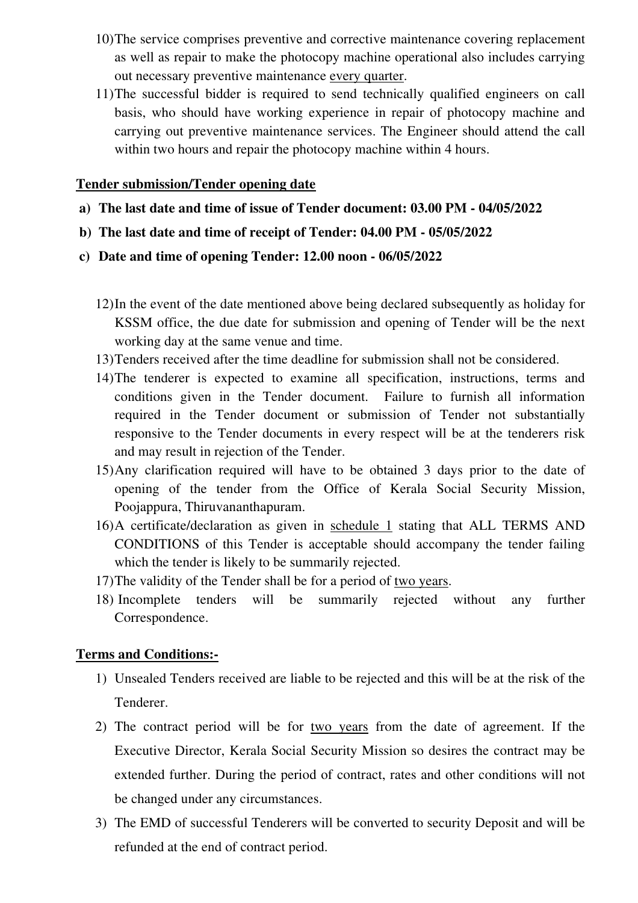10) The service comprises preventive and corrective maintenance covering replacement as well as repair to make the photocopy machine operational also includes carrying out necessary preventive maintenance every quarter.
11) The successful bidder is required to send technically qualified engineers on call basis, who should have working experience in repair of photocopy machine and carrying out preventive maintenance services. The Engineer should attend the call within two hours and repair the photocopy machine within 4 hours.

**Tender submission/Tender opening date**

- **a) The last date and time of issue of Tender document: 03.00 PM - 04/05/2022**
- **b) The last date and time of receipt of Tender: 04.00 PM - 05/05/2022**
- **c) Date and time of opening Tender: 12.00 noon - 06/05/2022**

12) In the event of the date mentioned above being declared subsequently as holiday for KSSM office, the due date for submission and opening of Tender will be the next working day at the same venue and time.
13) Tenders received after the time deadline for submission shall not be considered.
14) The tenderer is expected to examine all specification, instructions, terms and conditions given in the Tender document. Failure to furnish all information required in the Tender document or submission of Tender not substantially responsive to the Tender documents in every respect will be at the tenderers risk and may result in rejection of the Tender.
15) Any clarification required will have to be obtained 3 days prior to the date of opening of the tender from the Office of Kerala Social Security Mission, Poojappura, Thiruvananthapuram.
16) A certificate/declaration as given in schedule 1 stating that ALL TERMS AND CONDITIONS of this Tender is acceptable should accompany the tender failing which the tender is likely to be summarily rejected.
17) The validity of the Tender shall be for a period of two years.
18) Incomplete tenders will be summarily rejected without any further Correspondence.

**Terms and Conditions:-**

1) Unsealed Tenders received are liable to be rejected and this will be at the risk of the Tenderer.
2) The contract period will be for two years from the date of agreement. If the Executive Director, Kerala Social Security Mission so desires the contract may be extended further. During the period of contract, rates and other conditions will not be changed under any circumstances.
3) The EMD of successful Tenderers will be converted to security Deposit and will be refunded at the end of contract period.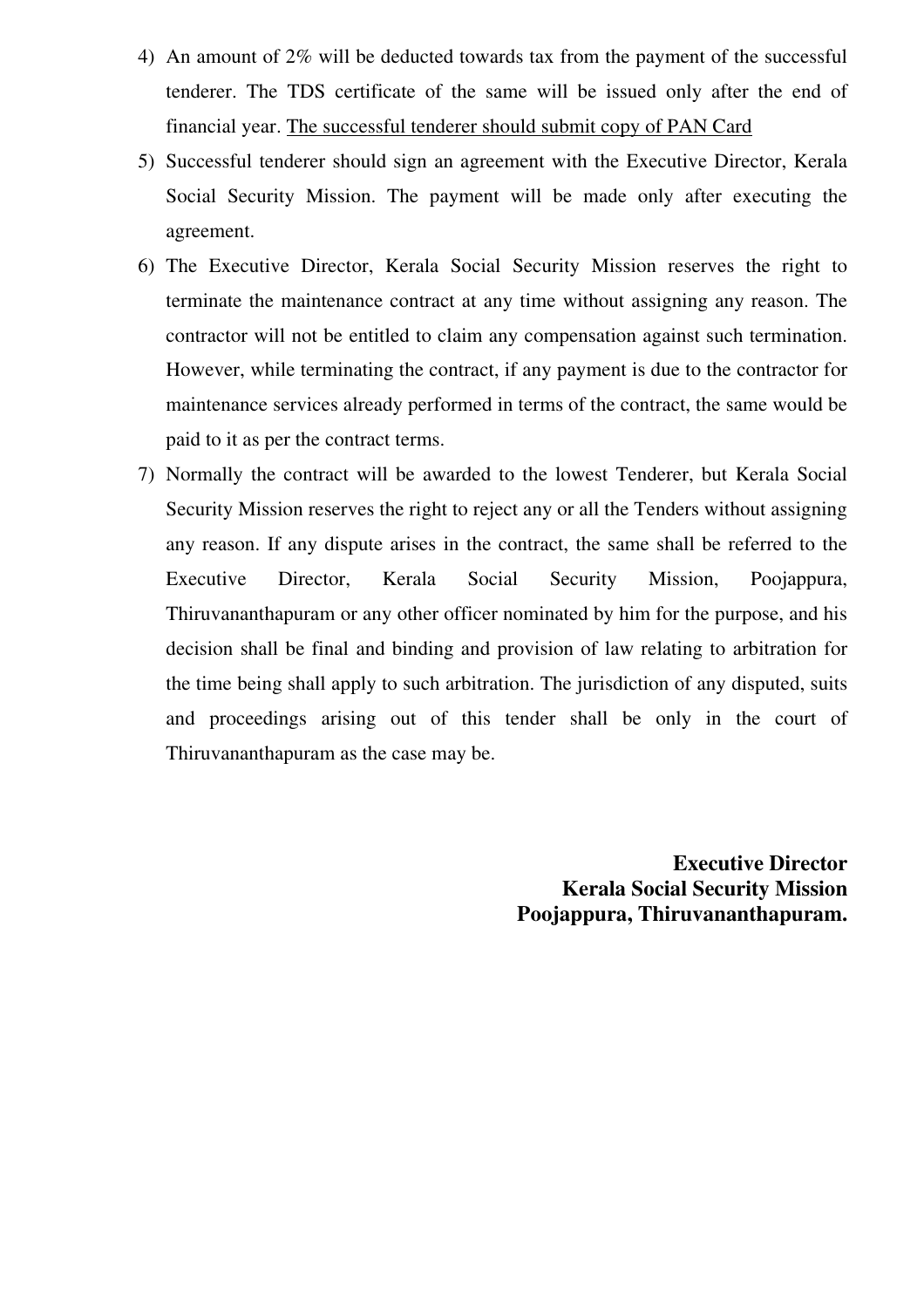4) An amount of 2% will be deducted towards tax from the payment of the successful tenderer. The TDS certificate of the same will be issued only after the end of financial year. <u>The successful tenderer should submit copy of PAN Card</u>
5) Successful tenderer should sign an agreement with the Executive Director, Kerala Social Security Mission. The payment will be made only after executing the agreement.
6) The Executive Director, Kerala Social Security Mission reserves the right to terminate the maintenance contract at any time without assigning any reason. The contractor will not be entitled to claim any compensation against such termination. However, while terminating the contract, if any payment is due to the contractor for maintenance services already performed in terms of the contract, the same would be paid to it as per the contract terms.
7) Normally the contract will be awarded to the lowest Tenderer, but Kerala Social Security Mission reserves the right to reject any or all the Tenders without assigning any reason. If any dispute arises in the contract, the same shall be referred to the Executive Director, Kerala Social Security Mission, Poojappura, Thiruvananthapuram or any other officer nominated by him for the purpose, and his decision shall be final and binding and provision of law relating to arbitration for the time being shall apply to such arbitration. The jurisdiction of any disputed, suits and proceedings arising out of this tender shall be only in the court of Thiruvananthapuram as the case may be.

**Executive Director**
**Kerala Social Security Mission**
**Poojappura, Thiruvananthapuram.**